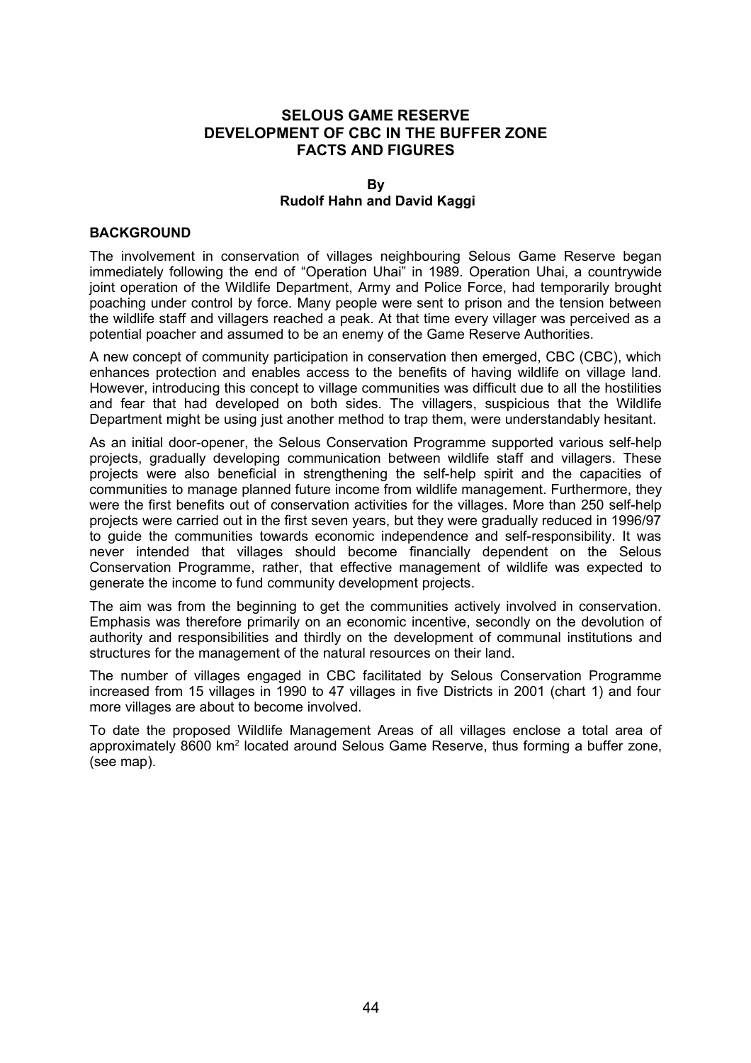# SELOUS GAME RESERVE
# DEVELOPMENT OF CBC IN THE BUFFER ZONE
# FACTS AND FIGURES

**By**
**Rudolf Hahn and David Kaggi**

## BACKGROUND

The involvement in conservation of villages neighbouring Selous Game Reserve began immediately following the end of "Operation Uhai" in 1989. Operation Uhai, a countrywide joint operation of the Wildlife Department, Army and Police Force, had temporarily brought poaching under control by force. Many people were sent to prison and the tension between the wildlife staff and villagers reached a peak. At that time every villager was perceived as a potential poacher and assumed to be an enemy of the Game Reserve Authorities.

A new concept of community participation in conservation then emerged, CBC (CBC), which enhances protection and enables access to the benefits of having wildlife on village land. However, introducing this concept to village communities was difficult due to all the hostilities and fear that had developed on both sides. The villagers, suspicious that the Wildlife Department might be using just another method to trap them, were understandably hesitant.

As an initial door-opener, the Selous Conservation Programme supported various self-help projects, gradually developing communication between wildlife staff and villagers. These projects were also beneficial in strengthening the self-help spirit and the capacities of communities to manage planned future income from wildlife management. Furthermore, they were the first benefits out of conservation activities for the villages. More than 250 self-help projects were carried out in the first seven years, but they were gradually reduced in 1996/97 to guide the communities towards economic independence and self-responsibility. It was never intended that villages should become financially dependent on the Selous Conservation Programme, rather, that effective management of wildlife was expected to generate the income to fund community development projects.

The aim was from the beginning to get the communities actively involved in conservation. Emphasis was therefore primarily on an economic incentive, secondly on the devolution of authority and responsibilities and thirdly on the development of communal institutions and structures for the management of the natural resources on their land.

The number of villages engaged in CBC facilitated by Selous Conservation Programme increased from 15 villages in 1990 to 47 villages in five Districts in 2001 (chart 1) and four more villages are about to become involved.

To date the proposed Wildlife Management Areas of all villages enclose a total area of approximately 8600 km$^2$ located around Selous Game Reserve, thus forming a buffer zone, (see map).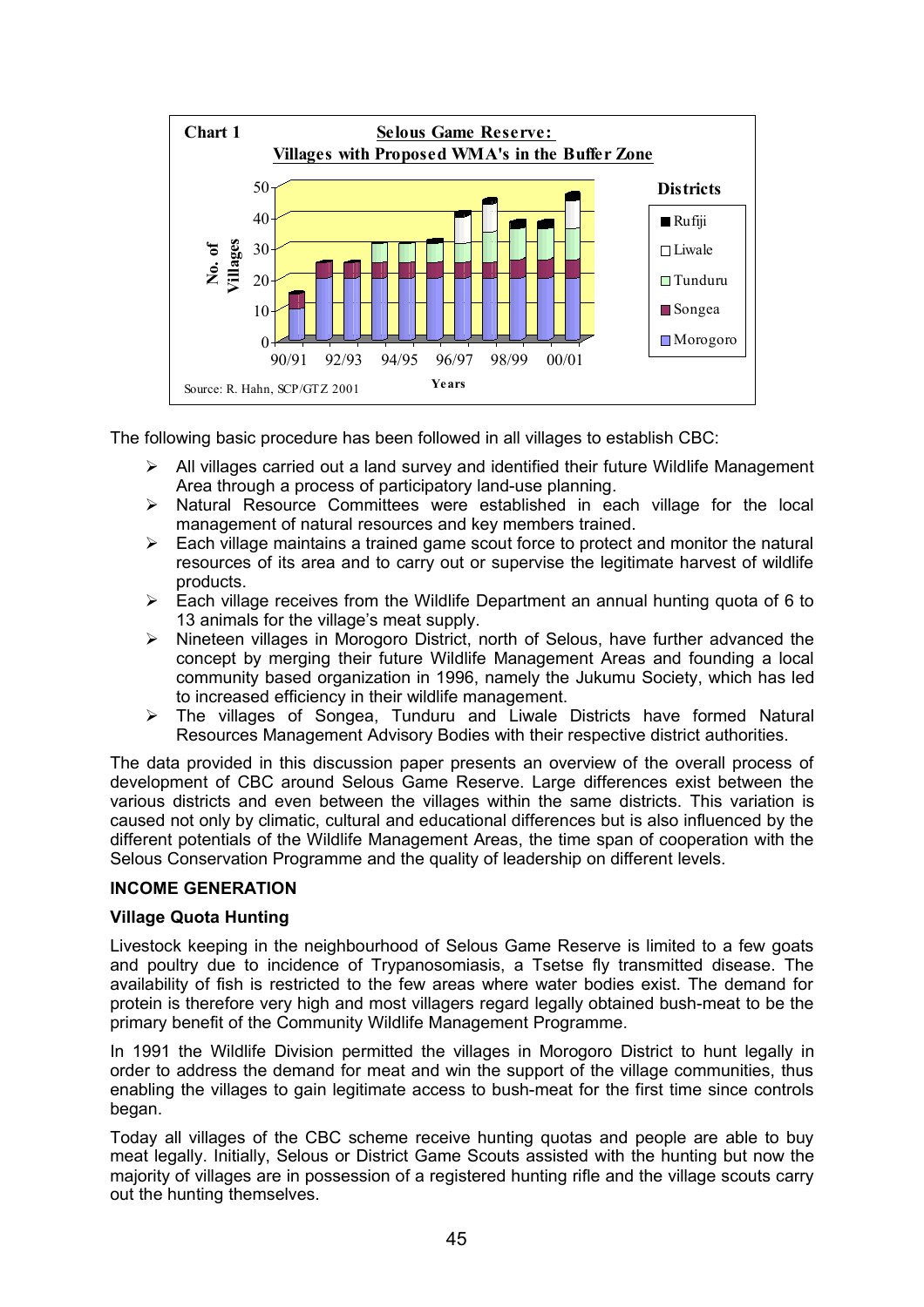**Chart 1** — **Selous Game Reserve: Villages with Proposed WMA's in the Buffer Zone**

Source: R. Hahn, SCP/GTZ 2001

The following basic procedure has been followed in all villages to establish CBC:

- All villages carried out a land survey and identified their future Wildlife Management Area through a process of participatory land-use planning.
- Natural Resource Committees were established in each village for the local management of natural resources and key members trained.
- Each village maintains a trained game scout force to protect and monitor the natural resources of its area and to carry out or supervise the legitimate harvest of wildlife products.
- Each village receives from the Wildlife Department an annual hunting quota of 6 to 13 animals for the village's meat supply.
- Nineteen villages in Morogoro District, north of Selous, have further advanced the concept by merging their future Wildlife Management Areas and founding a local community based organization in 1996, namely the Jukumu Society, which has led to increased efficiency in their wildlife management.
- The villages of Songea, Tunduru and Liwale Districts have formed Natural Resources Management Advisory Bodies with their respective district authorities.

The data provided in this discussion paper presents an overview of the overall process of development of CBC around Selous Game Reserve. Large differences exist between the various districts and even between the villages within the same districts. This variation is caused not only by climatic, cultural and educational differences but is also influenced by the different potentials of the Wildlife Management Areas, the time span of cooperation with the Selous Conservation Programme and the quality of leadership on different levels.

## INCOME GENERATION

### Village Quota Hunting

Livestock keeping in the neighbourhood of Selous Game Reserve is limited to a few goats and poultry due to incidence of Trypanosomiasis, a Tsetse fly transmitted disease. The availability of fish is restricted to the few areas where water bodies exist. The demand for protein is therefore very high and most villagers regard legally obtained bush-meat to be the primary benefit of the Community Wildlife Management Programme.

In 1991 the Wildlife Division permitted the villages in Morogoro District to hunt legally in order to address the demand for meat and win the support of the village communities, thus enabling the villages to gain legitimate access to bush-meat for the first time since controls began.

Today all villages of the CBC scheme receive hunting quotas and people are able to buy meat legally. Initially, Selous or District Game Scouts assisted with the hunting but now the majority of villages are in possession of a registered hunting rifle and the village scouts carry out the hunting themselves.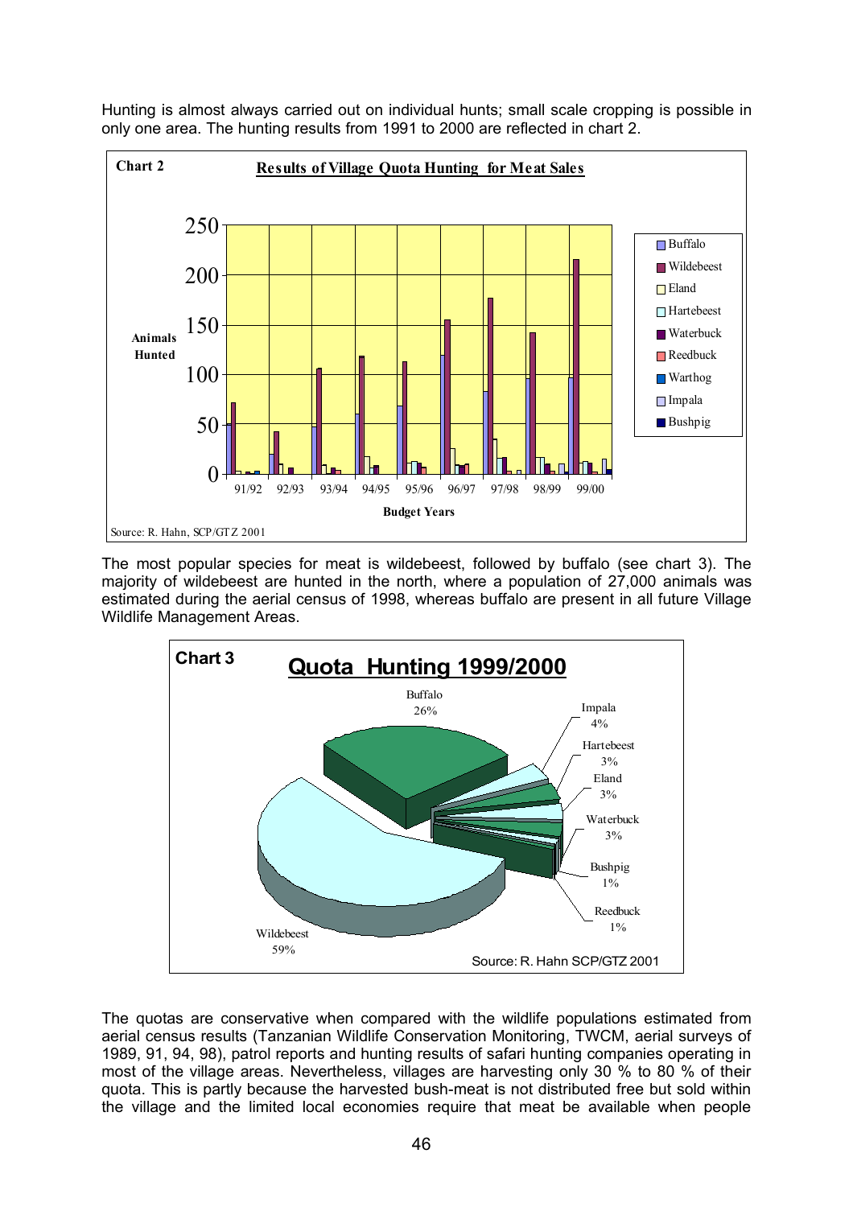Hunting is almost always carried out on individual hunts; small scale cropping is possible in only one area. The hunting results from 1991 to 2000 are reflected in chart 2.

**Chart 2** **Results of Village Quota Hunting for Meat Sales**

Source: R. Hahn, SCP/GTZ 2001

The most popular species for meat is wildebeest, followed by buffalo (see chart 3). The majority of wildebeest are hunted in the north, where a population of 27,000 animals was estimated during the aerial census of 1998, whereas buffalo are present in all future Village Wildlife Management Areas.

**Chart 3** **Quota Hunting 1999/2000**

Source: R. Hahn SCP/GTZ 2001

The quotas are conservative when compared with the wildlife populations estimated from aerial census results (Tanzanian Wildlife Conservation Monitoring, TWCM, aerial surveys of 1989, 91, 94, 98), patrol reports and hunting results of safari hunting companies operating in most of the village areas. Nevertheless, villages are harvesting only 30 % to 80 % of their quota. This is partly because the harvested bush-meat is not distributed free but sold within the village and the limited local economies require that meat be available when people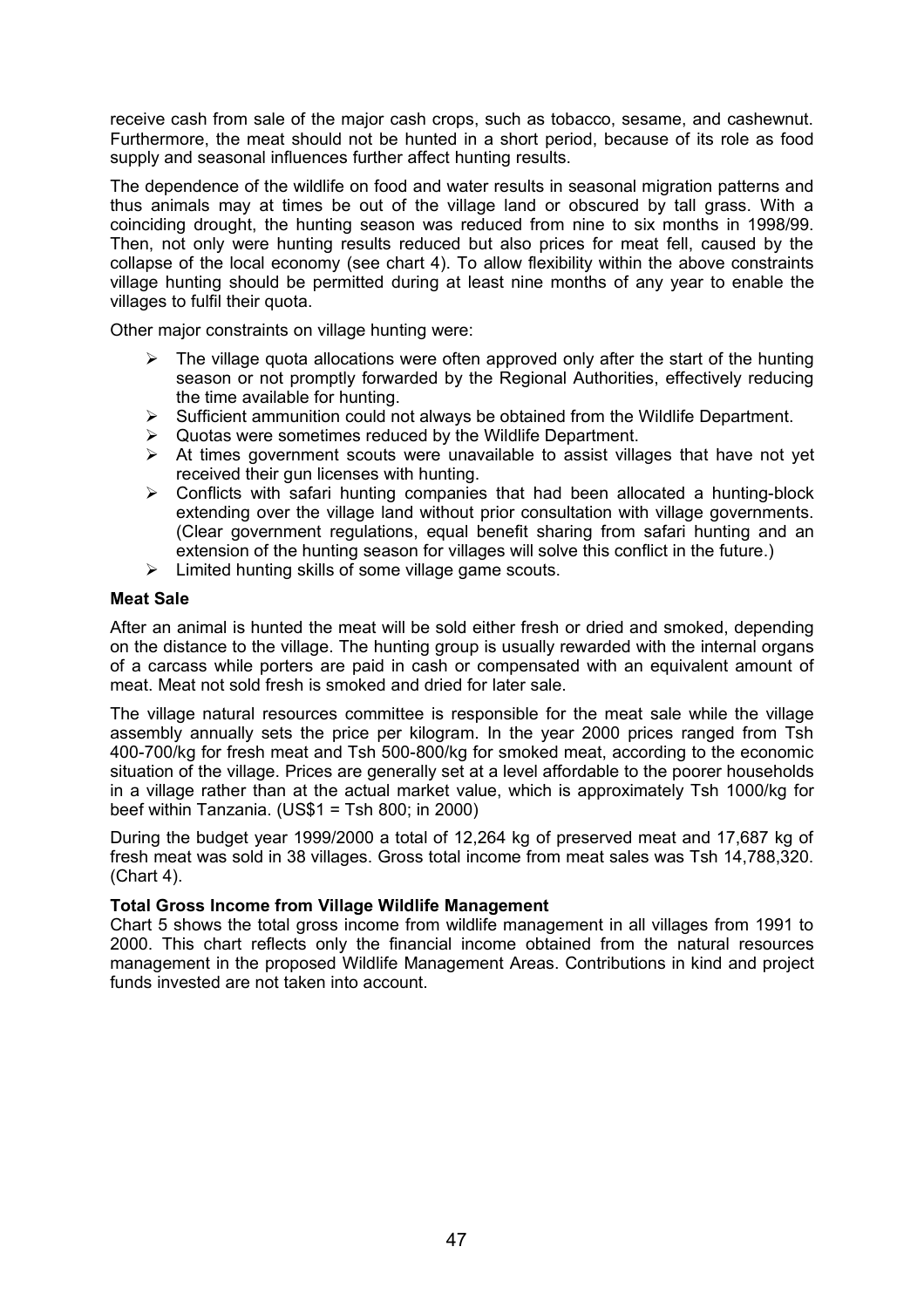receive cash from sale of the major cash crops, such as tobacco, sesame, and cashewnut. Furthermore, the meat should not be hunted in a short period, because of its role as food supply and seasonal influences further affect hunting results.

The dependence of the wildlife on food and water results in seasonal migration patterns and thus animals may at times be out of the village land or obscured by tall grass. With a coinciding drought, the hunting season was reduced from nine to six months in 1998/99. Then, not only were hunting results reduced but also prices for meat fell, caused by the collapse of the local economy (see chart 4). To allow flexibility within the above constraints village hunting should be permitted during at least nine months of any year to enable the villages to fulfil their quota.

Other major constraints on village hunting were:

- The village quota allocations were often approved only after the start of the hunting season or not promptly forwarded by the Regional Authorities, effectively reducing the time available for hunting.
- Sufficient ammunition could not always be obtained from the Wildlife Department.
- Quotas were sometimes reduced by the Wildlife Department.
- At times government scouts were unavailable to assist villages that have not yet received their gun licenses with hunting.
- Conflicts with safari hunting companies that had been allocated a hunting-block extending over the village land without prior consultation with village governments. (Clear government regulations, equal benefit sharing from safari hunting and an extension of the hunting season for villages will solve this conflict in the future.)
- Limited hunting skills of some village game scouts.

**Meat Sale**

After an animal is hunted the meat will be sold either fresh or dried and smoked, depending on the distance to the village. The hunting group is usually rewarded with the internal organs of a carcass while porters are paid in cash or compensated with an equivalent amount of meat. Meat not sold fresh is smoked and dried for later sale.

The village natural resources committee is responsible for the meat sale while the village assembly annually sets the price per kilogram. In the year 2000 prices ranged from Tsh 400-700/kg for fresh meat and Tsh 500-800/kg for smoked meat, according to the economic situation of the village. Prices are generally set at a level affordable to the poorer households in a village rather than at the actual market value, which is approximately Tsh 1000/kg for beef within Tanzania. (US$1 = Tsh 800; in 2000)

During the budget year 1999/2000 a total of 12,264 kg of preserved meat and 17,687 kg of fresh meat was sold in 38 villages. Gross total income from meat sales was Tsh 14,788,320. (Chart 4).

**Total Gross Income from Village Wildlife Management**

Chart 5 shows the total gross income from wildlife management in all villages from 1991 to 2000. This chart reflects only the financial income obtained from the natural resources management in the proposed Wildlife Management Areas. Contributions in kind and project funds invested are not taken into account.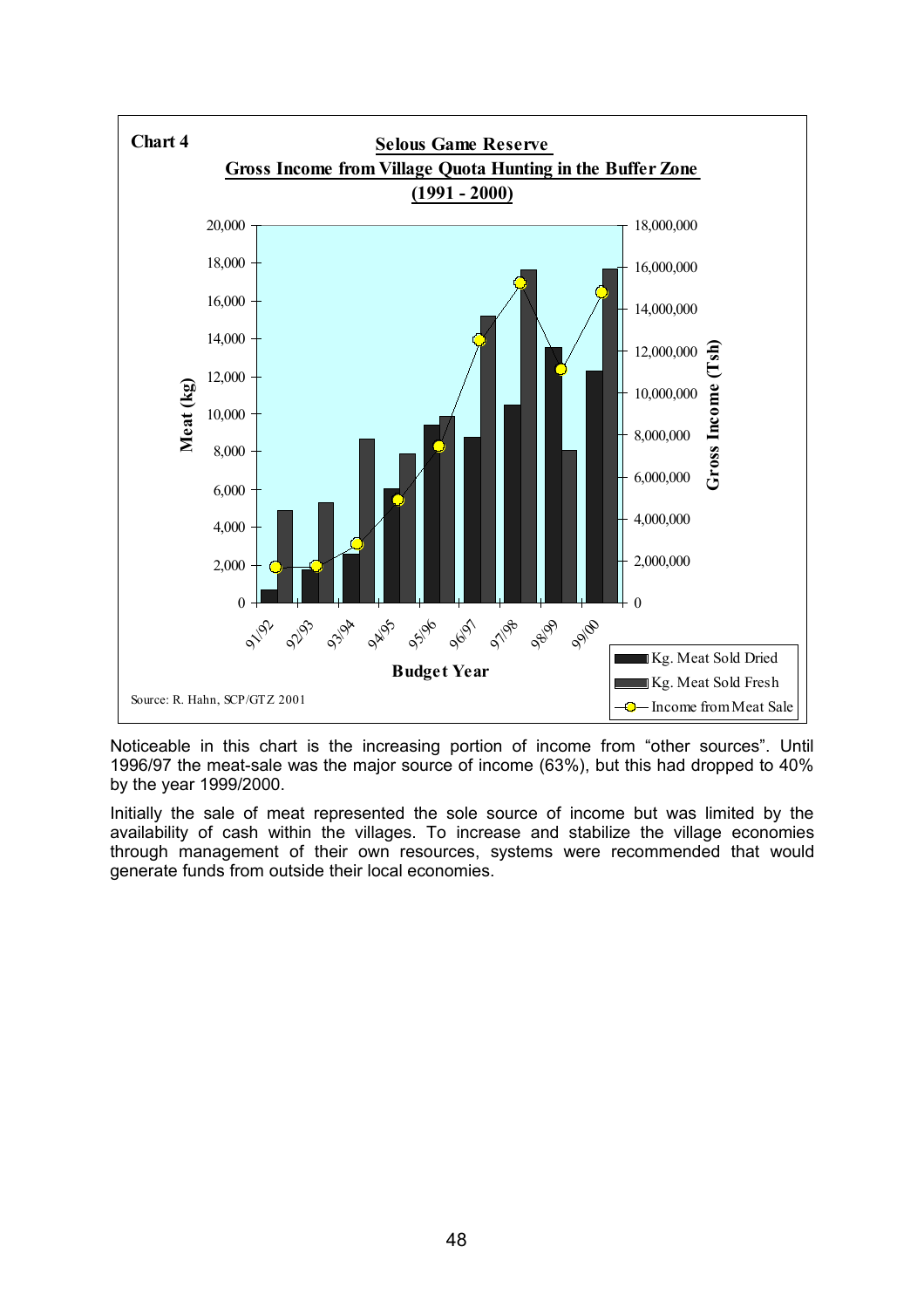**Chart 4**

**Selous Game Reserve**
**Gross Income from Village Quota Hunting in the Buffer Zone**
**(1991 - 2000)**

Source: R. Hahn, SCP/GTZ 2001

Noticeable in this chart is the increasing portion of income from "other sources". Until 1996/97 the meat-sale was the major source of income (63%), but this had dropped to 40% by the year 1999/2000.

Initially the sale of meat represented the sole source of income but was limited by the availability of cash within the villages. To increase and stabilize the village economies through management of their own resources, systems were recommended that would generate funds from outside their local economies.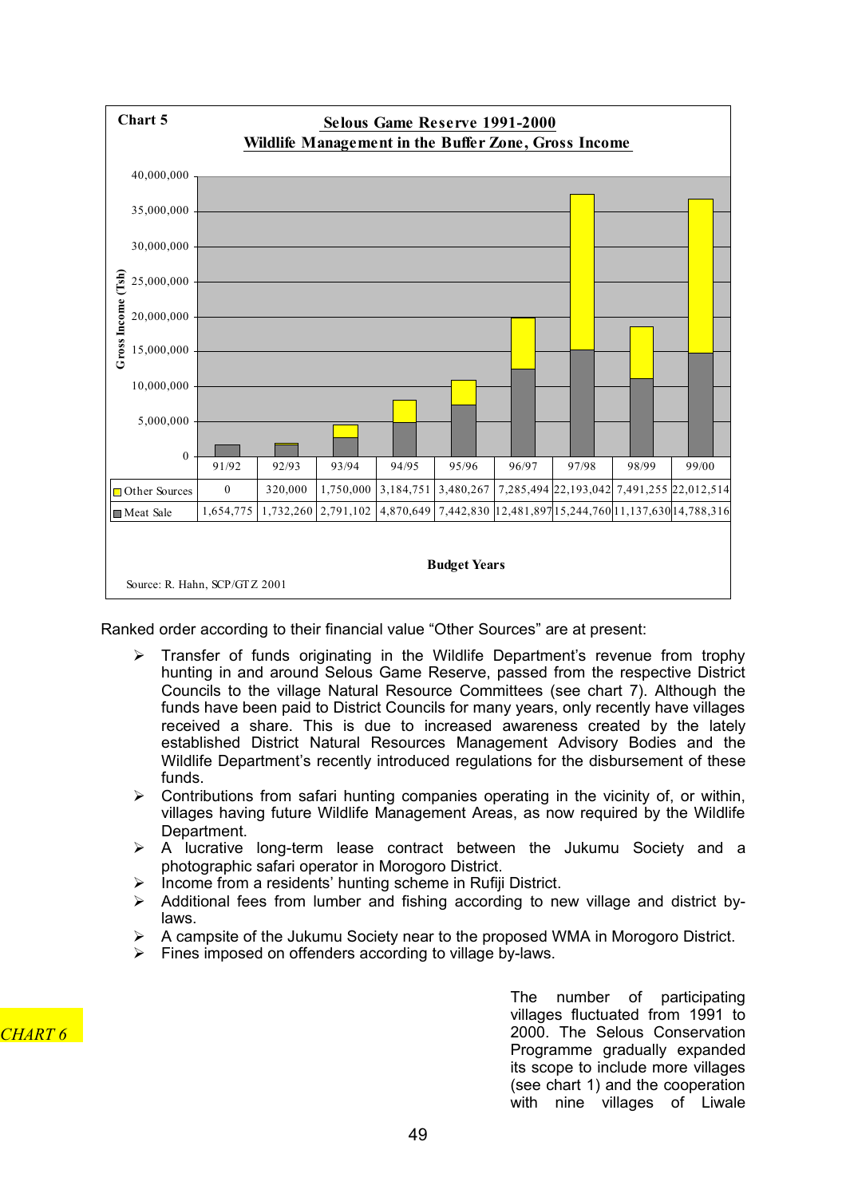**Chart 5**

**Selous Game Reserve 1991-2000**
**Wildlife Management in the Buffer Zone, Gross Income**

| | 91/92 | 92/93 | 93/94 | 94/95 | 95/96 | 96/97 | 97/98 | 98/99 | 99/00 |
|---|---|---|---|---|---|---|---|---|---|
| Other Sources | 0 | 320,000 | 1,750,000 | 3,184,751 | 3,480,267 | 7,285,494 | 22,193,042 | 7,491,255 | 22,012,514 |
| Meat Sale | 1,654,775 | 1,732,260 | 2,791,102 | 4,870,649 | 7,442,830 | 12,481,897 | 15,244,760 | 11,137,630 | 14,788,316 |

Gross Income (Tsh) — Budget Years

Source: R. Hahn, SCP/GTZ 2001

Ranked order according to their financial value "Other Sources" are at present:

- Transfer of funds originating in the Wildlife Department's revenue from trophy hunting in and around Selous Game Reserve, passed from the respective District Councils to the village Natural Resource Committees (see chart 7). Although the funds have been paid to District Councils for many years, only recently have villages received a share. This is due to increased awareness created by the lately established District Natural Resources Management Advisory Bodies and the Wildlife Department's recently introduced regulations for the disbursement of these funds.
- Contributions from safari hunting companies operating in the vicinity of, or within, villages having future Wildlife Management Areas, as now required by the Wildlife Department.
- A lucrative long-term lease contract between the Jukumu Society and a photographic safari operator in Morogoro District.
- Income from a residents' hunting scheme in Rufiji District.
- Additional fees from lumber and fishing according to new village and district by-laws.
- A campsite of the Jukumu Society near to the proposed WMA in Morogoro District.
- Fines imposed on offenders according to village by-laws.

*CHART 6*

The number of participating villages fluctuated from 1991 to 2000. The Selous Conservation Programme gradually expanded its scope to include more villages (see chart 1) and the cooperation with nine villages of Liwale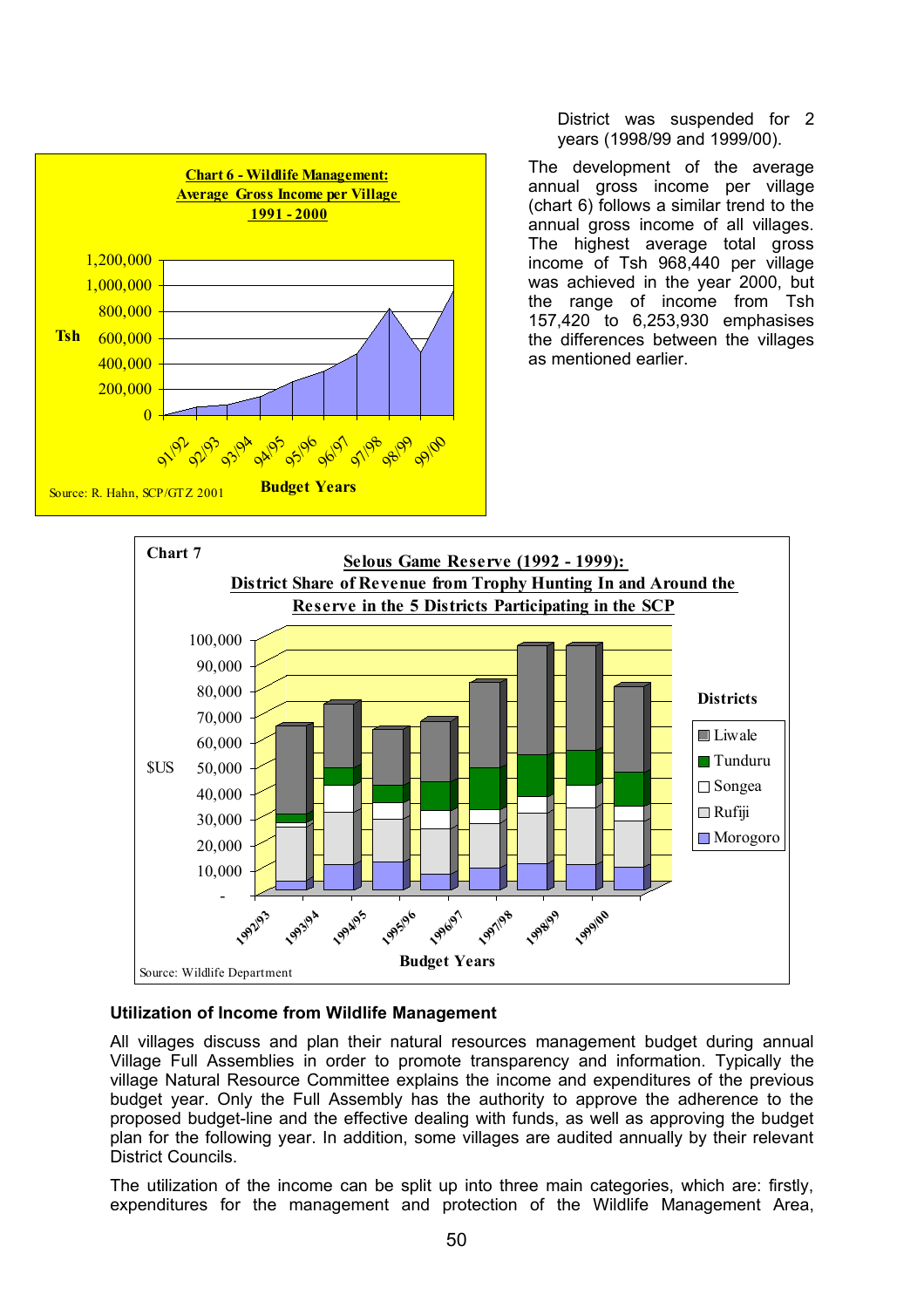District was suspended for 2 years (1998/99 and 1999/00).

The development of the average annual gross income per village (chart 6) follows a similar trend to the annual gross income of all villages. The highest average total gross income of Tsh 968,440 per village was achieved in the year 2000, but the range of income from Tsh 157,420 to 6,253,930 emphasises the differences between the villages as mentioned earlier.

**Chart 6 - Wildlife Management: Average Gross Income per Village 1991 - 2000**

Source: R. Hahn, SCP/GTZ 2001

**Chart 7 Selous Game Reserve (1992 - 1999): District Share of Revenue from Trophy Hunting In and Around the Reserve in the 5 Districts Participating in the SCP**

Source: Wildlife Department

### Utilization of Income from Wildlife Management

All villages discuss and plan their natural resources management budget during annual Village Full Assemblies in order to promote transparency and information. Typically the village Natural Resource Committee explains the income and expenditures of the previous budget year. Only the Full Assembly has the authority to approve the adherence to the proposed budget-line and the effective dealing with funds, as well as approving the budget plan for the following year. In addition, some villages are audited annually by their relevant District Councils.

The utilization of the income can be split up into three main categories, which are: firstly, expenditures for the management and protection of the Wildlife Management Area,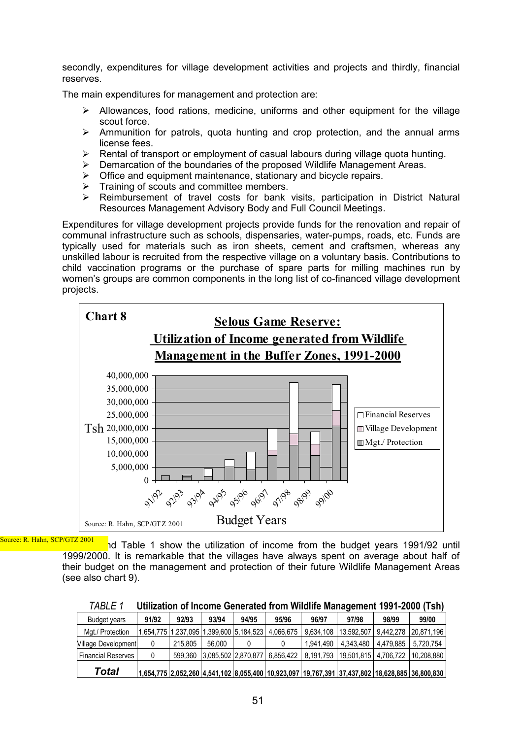secondly, expenditures for village development activities and projects and thirdly, financial reserves.

The main expenditures for management and protection are:

- Allowances, food rations, medicine, uniforms and other equipment for the village scout force.
- Ammunition for patrols, quota hunting and crop protection, and the annual arms license fees.
- Rental of transport or employment of casual labours during village quota hunting.
- Demarcation of the boundaries of the proposed Wildlife Management Areas.
- Office and equipment maintenance, stationary and bicycle repairs.
- Training of scouts and committee members.
- Reimbursement of travel costs for bank visits, participation in District Natural Resources Management Advisory Body and Full Council Meetings.

Expenditures for village development projects provide funds for the renovation and repair of communal infrastructure such as schools, dispensaries, water-pumps, roads, etc. Funds are typically used for materials such as iron sheets, cement and craftsmen, whereas any unskilled labour is recruited from the respective village on a voluntary basis. Contributions to child vaccination programs or the purchase of spare parts for milling machines run by women's groups are common components in the long list of co-financed village development projects.

**Chart 8**

**Selous Game Reserve: Utilization of Income generated from Wildlife Management in the Buffer Zones, 1991-2000**

Source: R. Hahn, SCP/GTZ 2001

Source: R. Hahn, SCP/GTZ 2001

...nd Table 1 show the utilization of income from the budget years 1991/92 until 1999/2000. It is remarkable that the villages have always spent on average about half of their budget on the management and protection of their future Wildlife Management Areas (see also chart 9).

*TABLE 1* **Utilization of Income Generated from Wildlife Management 1991-2000 (Tsh)**

| Budget years | 91/92 | 92/93 | 93/94 | 94/95 | 95/96 | 96/97 | 97/98 | 98/99 | 99/00 |
|---|---|---|---|---|---|---|---|---|---|
| Mgt./ Protection | 1,654,775 | 1,237,095 | 1,399,600 | 5,184,523 | 4,066,675 | 9,634,108 | 13,592,507 | 9,442,278 | 20,871,196 |
| Village Development | 0 | 215,805 | 56,000 | 0 | 0 | 1,941,490 | 4,343,480 | 4,479,885 | 5,720,754 |
| Financial Reserves | 0 | 599,360 | 3,085,502 | 2,870,877 | 6,856,422 | 8,191,793 | 19,501,815 | 4,706,722 | 10,208,880 |
| ***Total*** | **1,654,775** | **2,052,260** | **4,541,102** | **8,055,400** | **10,923,097** | **19,767,391** | **37,437,802** | **18,628,885** | **36,800,830** |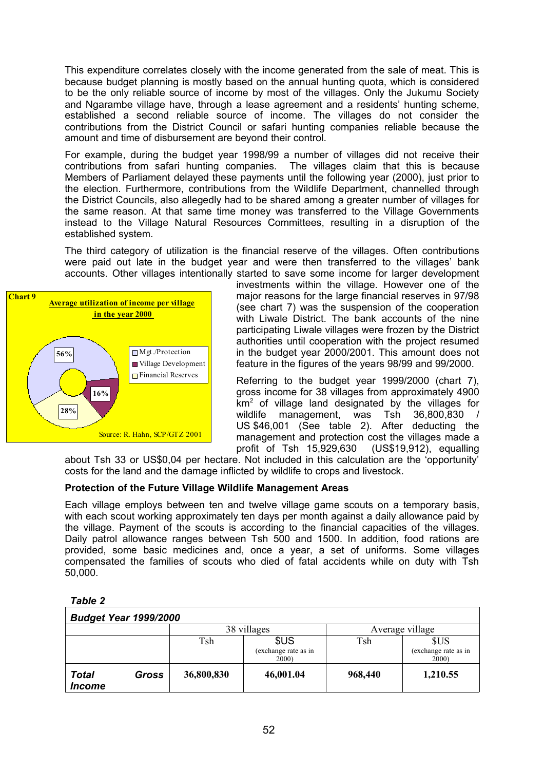This expenditure correlates closely with the income generated from the sale of meat. This is because budget planning is mostly based on the annual hunting quota, which is considered to be the only reliable source of income by most of the villages. Only the Jukumu Society and Ngarambe village have, through a lease agreement and a residents' hunting scheme, established a second reliable source of income. The villages do not consider the contributions from the District Council or safari hunting companies reliable because the amount and time of disbursement are beyond their control.

For example, during the budget year 1998/99 a number of villages did not receive their contributions from safari hunting companies. The villages claim that this is because Members of Parliament delayed these payments until the following year (2000), just prior to the election. Furthermore, contributions from the Wildlife Department, channelled through the District Councils, also allegedly had to be shared among a greater number of villages for the same reason. At that same time money was transferred to the Village Governments instead to the Village Natural Resources Committees, resulting in a disruption of the established system.

The third category of utilization is the financial reserve of the villages. Often contributions were paid out late in the budget year and were then transferred to the villages' bank accounts. Other villages intentionally started to save some income for larger development investments within the village. However one of the major reasons for the large financial reserves in 97/98 (see chart 7) was the suspension of the cooperation with Liwale District. The bank accounts of the nine participating Liwale villages were frozen by the District authorities until cooperation with the project resumed in the budget year 2000/2001. This amount does not feature in the figures of the years 98/99 and 99/2000.

**Chart 9** — Average utilization of income per village in the year 2000

- Mgt./Protection: 56%
- Village Development: 16%
- Financial Reserves: 28%

Source: R. Hahn, SCP/GTZ 2001

Referring to the budget year 1999/2000 (chart 7), gross income for 38 villages from approximately 4900 km$^2$ of village land designated by the villages for wildlife management, was Tsh 36,800,830 / US $46,001 (See table 2). After deducting the management and protection cost the villages made a profit of Tsh 15,929,630 (US$19,912), equalling about Tsh 33 or US$0,04 per hectare. Not included in this calculation are the 'opportunity' costs for the land and the damage inflicted by wildlife to crops and livestock.

**Protection of the Future Village Wildlife Management Areas**

Each village employs between ten and twelve village game scouts on a temporary basis, with each scout working approximately ten days per month against a daily allowance paid by the village. Payment of the scouts is according to the financial capacities of the villages. Daily patrol allowance ranges between Tsh 500 and 1500. In addition, food rations are provided, some basic medicines and, once a year, a set of uniforms. Some villages compensated the families of scouts who died of fatal accidents while on duty with Tsh 50,000.

***Table 2***

| ***Budget Year 1999/2000*** | | | | |
|---|---|---|---|---|
| | 38 villages | | Average village | |
| | Tsh | $US (exchange rate as in 2000) | Tsh | $US (exchange rate as in 2000) |
| ***Total Gross Income*** | **36,800,830** | **46,001.04** | **968,440** | **1,210.55** |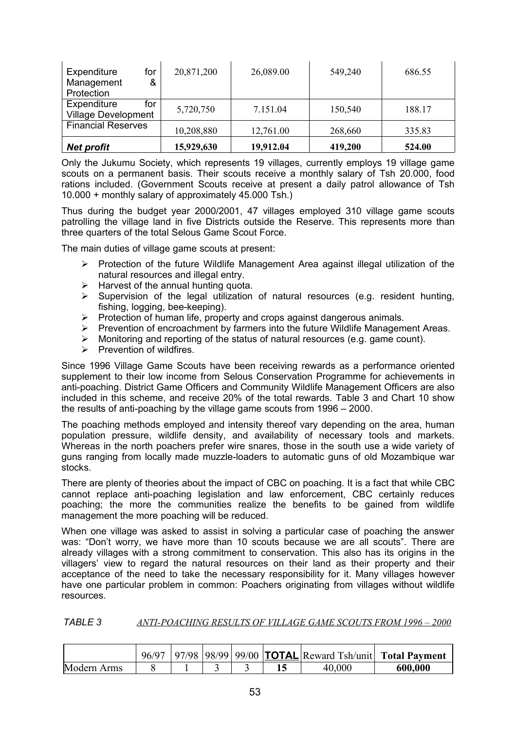| Expenditure for Management & Protection | 20,871,200 | 26,089.00 | 549,240 | 686.55 |
|---|---|---|---|---|
| Expenditure for Village Development | 5,720,750 | 7.151.04 | 150,540 | 188.17 |
| Financial Reserves | 10,208,880 | 12,761.00 | 268,660 | 335.83 |
| ***Net profit*** | **15,929,630** | **19,912.04** | **419,200** | **524.00** |

Only the Jukumu Society, which represents 19 villages, currently employs 19 village game scouts on a permanent basis. Their scouts receive a monthly salary of Tsh 20.000, food rations included. (Government Scouts receive at present a daily patrol allowance of Tsh 10.000 + monthly salary of approximately 45.000 Tsh.)

Thus during the budget year 2000/2001, 47 villages employed 310 village game scouts patrolling the village land in five Districts outside the Reserve. This represents more than three quarters of the total Selous Game Scout Force.

The main duties of village game scouts at present:

- Protection of the future Wildlife Management Area against illegal utilization of the natural resources and illegal entry.
- Harvest of the annual hunting quota.
- Supervision of the legal utilization of natural resources (e.g. resident hunting, fishing, logging, bee-keeping).
- Protection of human life, property and crops against dangerous animals.
- Prevention of encroachment by farmers into the future Wildlife Management Areas.
- Monitoring and reporting of the status of natural resources (e.g. game count).
- Prevention of wildfires.

Since 1996 Village Game Scouts have been receiving rewards as a performance oriented supplement to their low income from Selous Conservation Programme for achievements in anti-poaching. District Game Officers and Community Wildlife Management Officers are also included in this scheme, and receive 20% of the total rewards. Table 3 and Chart 10 show the results of anti-poaching by the village game scouts from 1996 – 2000.

The poaching methods employed and intensity thereof vary depending on the area, human population pressure, wildlife density, and availability of necessary tools and markets. Whereas in the north poachers prefer wire snares, those in the south use a wide variety of guns ranging from locally made muzzle-loaders to automatic guns of old Mozambique war stocks.

There are plenty of theories about the impact of CBC on poaching. It is a fact that while CBC cannot replace anti-poaching legislation and law enforcement, CBC certainly reduces poaching; the more the communities realize the benefits to be gained from wildlife management the more poaching will be reduced.

When one village was asked to assist in solving a particular case of poaching the answer was: "Don't worry, we have more than 10 scouts because we are all scouts". There are already villages with a strong commitment to conservation. This also has its origins in the villagers' view to regard the natural resources on their land as their property and their acceptance of the need to take the necessary responsibility for it. Many villages however have one particular problem in common: Poachers originating from villages without wildlife resources.

*TABLE 3* *ANTI-POACHING RESULTS OF VILLAGE GAME SCOUTS FROM 1996 – 2000*

| | 96/97 | 97/98 | 98/99 | 99/00 | **TOTAL** | Reward Tsh/unit | **Total Payment** |
|---|---|---|---|---|---|---|---|
| Modern Arms | 8 | 1 | 3 | 3 | **15** | 40,000 | **600,000** |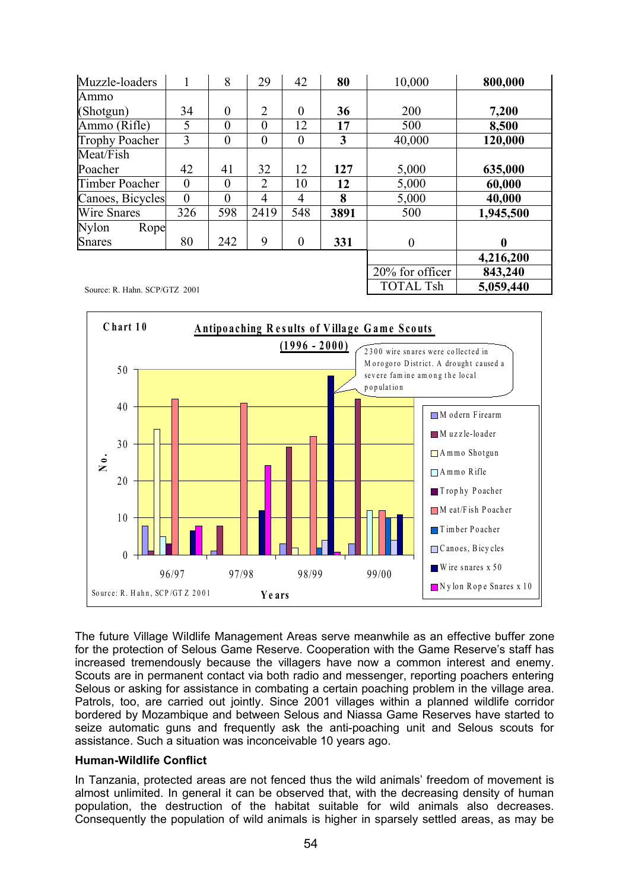| | | | | | | | |
|---|---|---|---|---|---|---|---|
| Muzzle-loaders | 1 | 8 | 29 | 42 | **80** | 10,000 | **800,000** |
| Ammo (Shotgun) | 34 | 0 | 2 | 0 | **36** | 200 | **7,200** |
| Ammo (Rifle) | 5 | 0 | 0 | 12 | **17** | 500 | **8,500** |
| Trophy Poacher | 3 | 0 | 0 | 0 | **3** | 40,000 | **120,000** |
| Meat/Fish Poacher | 42 | 41 | 32 | 12 | **127** | 5,000 | **635,000** |
| Timber Poacher | 0 | 0 | 2 | 10 | **12** | 5,000 | **60,000** |
| Canoes, Bicycles | 0 | 0 | 4 | 4 | **8** | 5,000 | **40,000** |
| Wire Snares | 326 | 598 | 2419 | 548 | **3891** | 500 | **1,945,500** |
| Nylon Rope Snares | 80 | 242 | 9 | 0 | **331** | 0 | **0** |
| | | | | | | | **4,216,200** |
| | | | | | | 20% for officer | **843,240** |
| | | | | | | TOTAL Tsh | **5,059,440** |

Source: R. Hahn. SCP/GTZ 2001

**Chart 10** — Antipoaching Results of Village Game Scouts (1996 - 2000)

2300 wire snares were collected in Morogoro District. A drought caused a severe famine among the local population

Source: R. Hahn, SCP/GTZ 2001

The future Village Wildlife Management Areas serve meanwhile as an effective buffer zone for the protection of Selous Game Reserve. Cooperation with the Game Reserve's staff has increased tremendously because the villagers have now a common interest and enemy. Scouts are in permanent contact via both radio and messenger, reporting poachers entering Selous or asking for assistance in combating a certain poaching problem in the village area. Patrols, too, are carried out jointly. Since 2001 villages within a planned wildlife corridor bordered by Mozambique and between Selous and Niassa Game Reserves have started to seize automatic guns and frequently ask the anti-poaching unit and Selous scouts for assistance. Such a situation was inconceivable 10 years ago.

**Human-Wildlife Conflict**

In Tanzania, protected areas are not fenced thus the wild animals' freedom of movement is almost unlimited. In general it can be observed that, with the decreasing density of human population, the destruction of the habitat suitable for wild animals also decreases. Consequently the population of wild animals is higher in sparsely settled areas, as may be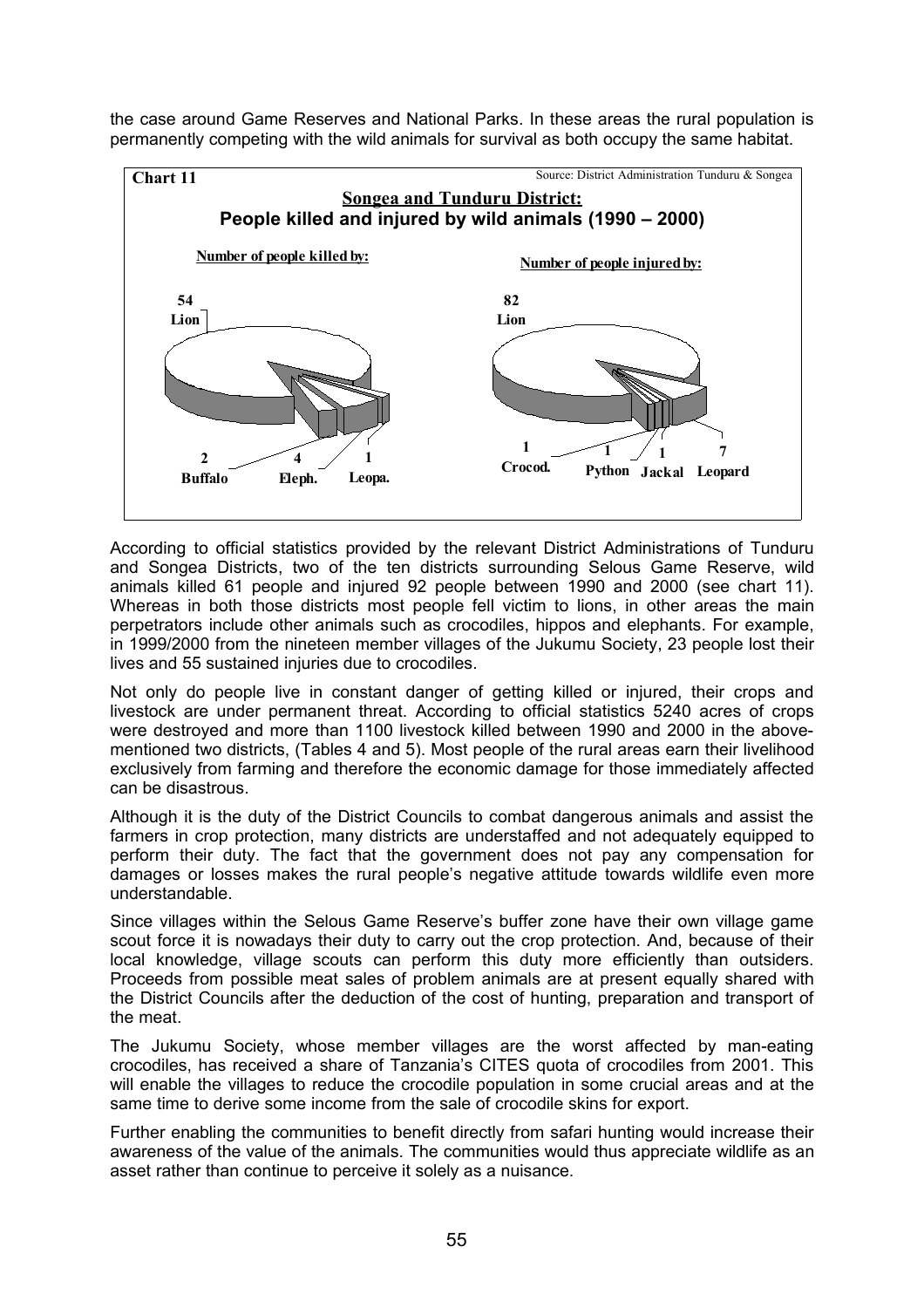the case around Game Reserves and National Parks. In these areas the rural population is permanently competing with the wild animals for survival as both occupy the same habitat.

**Chart 11** Source: District Administration Tunduru & Songea

**Songea and Tunduru District:**
**People killed and injured by wild animals (1990 – 2000)**

Number of people killed by:

| Animal | Number |
|---|---|
| Lion | 54 |
| Buffalo | 2 |
| Eleph. | 4 |
| Leopa. | 1 |

Number of people injured by:

| Animal | Number |
|---|---|
| Lion | 82 |
| Crocod. | 1 |
| Python | 1 |
| Jackal | 1 |
| Leopard | 7 |

According to official statistics provided by the relevant District Administrations of Tunduru and Songea Districts, two of the ten districts surrounding Selous Game Reserve, wild animals killed 61 people and injured 92 people between 1990 and 2000 (see chart 11). Whereas in both those districts most people fell victim to lions, in other areas the main perpetrators include other animals such as crocodiles, hippos and elephants. For example, in 1999/2000 from the nineteen member villages of the Jukumu Society, 23 people lost their lives and 55 sustained injuries due to crocodiles.

Not only do people live in constant danger of getting killed or injured, their crops and livestock are under permanent threat. According to official statistics 5240 acres of crops were destroyed and more than 1100 livestock killed between 1990 and 2000 in the above-mentioned two districts, (Tables 4 and 5). Most people of the rural areas earn their livelihood exclusively from farming and therefore the economic damage for those immediately affected can be disastrous.

Although it is the duty of the District Councils to combat dangerous animals and assist the farmers in crop protection, many districts are understaffed and not adequately equipped to perform their duty. The fact that the government does not pay any compensation for damages or losses makes the rural people's negative attitude towards wildlife even more understandable.

Since villages within the Selous Game Reserve's buffer zone have their own village game scout force it is nowadays their duty to carry out the crop protection. And, because of their local knowledge, village scouts can perform this duty more efficiently than outsiders. Proceeds from possible meat sales of problem animals are at present equally shared with the District Councils after the deduction of the cost of hunting, preparation and transport of the meat.

The Jukumu Society, whose member villages are the worst affected by man-eating crocodiles, has received a share of Tanzania's CITES quota of crocodiles from 2001. This will enable the villages to reduce the crocodile population in some crucial areas and at the same time to derive some income from the sale of crocodile skins for export.

Further enabling the communities to benefit directly from safari hunting would increase their awareness of the value of the animals. The communities would thus appreciate wildlife as an asset rather than continue to perceive it solely as a nuisance.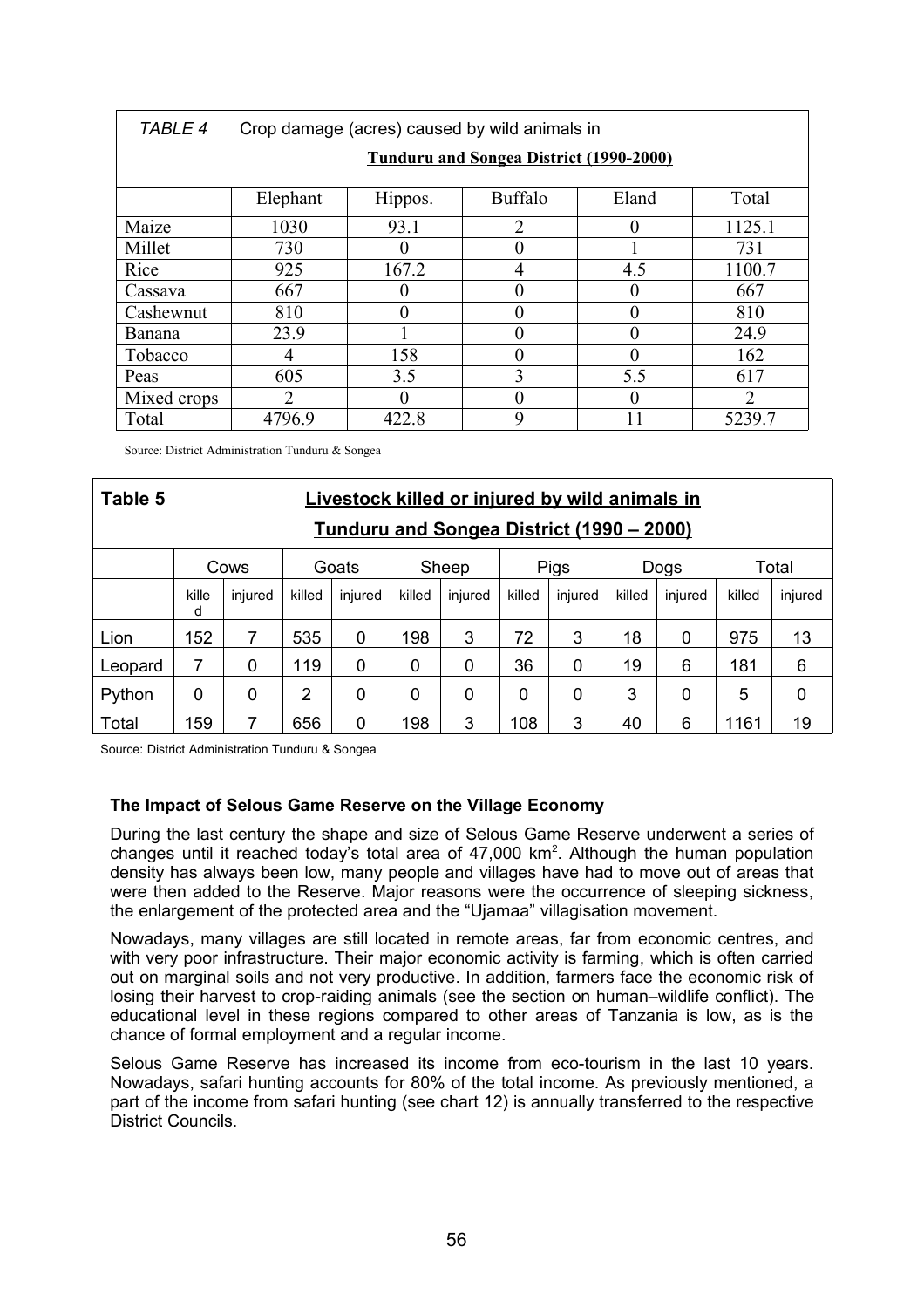*TABLE 4* Crop damage (acres) caused by wild animals in **Tunduru and Songea District (1990-2000)**

| | Elephant | Hippos. | Buffalo | Eland | Total |
|---|---|---|---|---|---|
| Maize | 1030 | 93.1 | 2 | 0 | 1125.1 |
| Millet | 730 | 0 | 0 | 1 | 731 |
| Rice | 925 | 167.2 | 4 | 4.5 | 1100.7 |
| Cassava | 667 | 0 | 0 | 0 | 667 |
| Cashewnut | 810 | 0 | 0 | 0 | 810 |
| Banana | 23.9 | 1 | 0 | 0 | 24.9 |
| Tobacco | 4 | 158 | 0 | 0 | 162 |
| Peas | 605 | 3.5 | 3 | 5.5 | 617 |
| Mixed crops | 2 | 0 | 0 | 0 | 2 |
| Total | 4796.9 | 422.8 | 9 | 11 | 5239.7 |

Source: District Administration Tunduru & Songea

**Table 5** **Livestock killed or injured by wild animals in Tunduru and Songea District (1990 – 2000)**

| | Cows | | Goats | | Sheep | | Pigs | | Dogs | | Total | |
|---|---|---|---|---|---|---|---|---|---|---|---|---|
| | killed | injured | killed | injured | killed | injured | killed | injured | killed | injured | killed | injured |
| Lion | 152 | 7 | 535 | 0 | 198 | 3 | 72 | 3 | 18 | 0 | 975 | 13 |
| Leopard | 7 | 0 | 119 | 0 | 0 | 0 | 36 | 0 | 19 | 6 | 181 | 6 |
| Python | 0 | 0 | 2 | 0 | 0 | 0 | 0 | 0 | 3 | 0 | 5 | 0 |
| Total | 159 | 7 | 656 | 0 | 198 | 3 | 108 | 3 | 40 | 6 | 1161 | 19 |

Source: District Administration Tunduru & Songea

### The Impact of Selous Game Reserve on the Village Economy

During the last century the shape and size of Selous Game Reserve underwent a series of changes until it reached today's total area of 47,000 km$^2$. Although the human population density has always been low, many people and villages have had to move out of areas that were then added to the Reserve. Major reasons were the occurrence of sleeping sickness, the enlargement of the protected area and the "Ujamaa" villagisation movement.

Nowadays, many villages are still located in remote areas, far from economic centres, and with very poor infrastructure. Their major economic activity is farming, which is often carried out on marginal soils and not very productive. In addition, farmers face the economic risk of losing their harvest to crop-raiding animals (see the section on human–wildlife conflict). The educational level in these regions compared to other areas of Tanzania is low, as is the chance of formal employment and a regular income.

Selous Game Reserve has increased its income from eco-tourism in the last 10 years. Nowadays, safari hunting accounts for 80% of the total income. As previously mentioned, a part of the income from safari hunting (see chart 12) is annually transferred to the respective District Councils.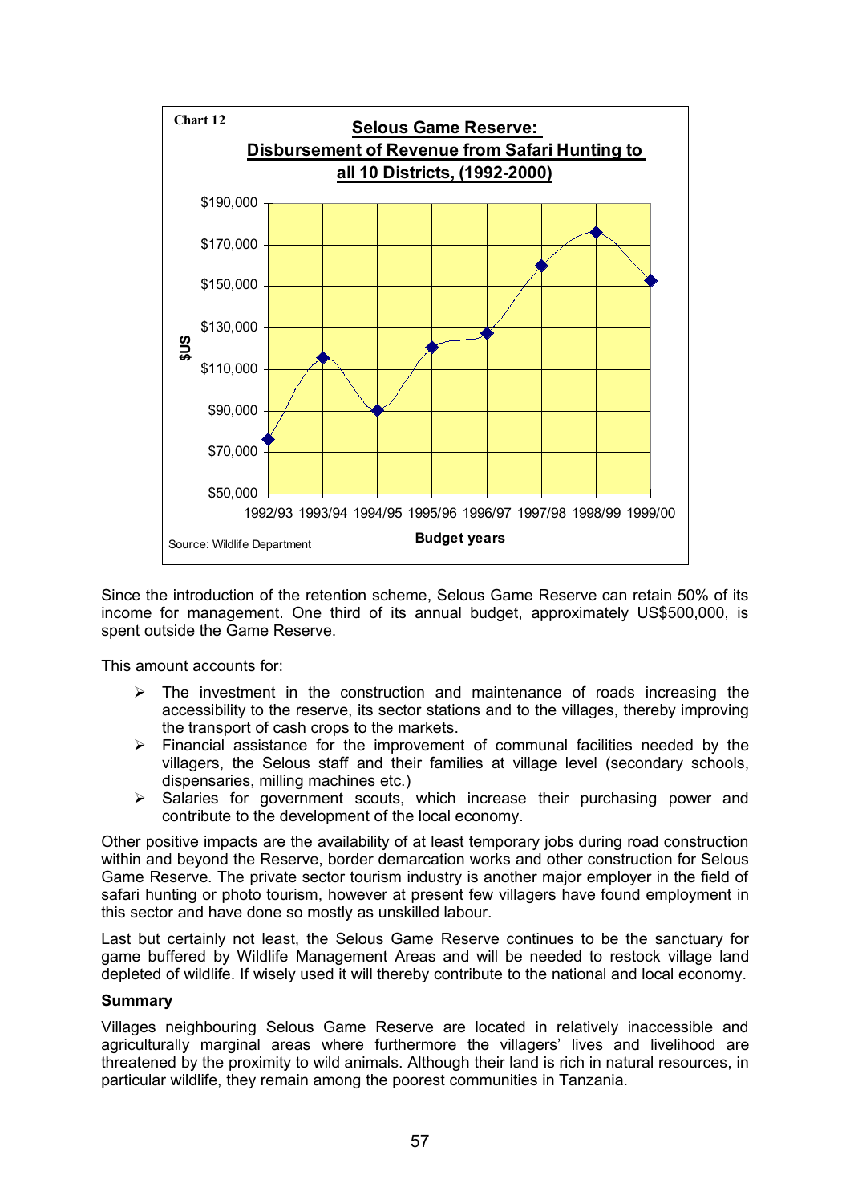Chart 12

**Selous Game Reserve: Disbursement of Revenue from Safari Hunting to all 10 Districts, (1992-2000)**

Source: Wildlife Department

Since the introduction of the retention scheme, Selous Game Reserve can retain 50% of its income for management. One third of its annual budget, approximately US$500,000, is spent outside the Game Reserve.

This amount accounts for:

- The investment in the construction and maintenance of roads increasing the accessibility to the reserve, its sector stations and to the villages, thereby improving the transport of cash crops to the markets.
- Financial assistance for the improvement of communal facilities needed by the villagers, the Selous staff and their families at village level (secondary schools, dispensaries, milling machines etc.)
- Salaries for government scouts, which increase their purchasing power and contribute to the development of the local economy.

Other positive impacts are the availability of at least temporary jobs during road construction within and beyond the Reserve, border demarcation works and other construction for Selous Game Reserve. The private sector tourism industry is another major employer in the field of safari hunting or photo tourism, however at present few villagers have found employment in this sector and have done so mostly as unskilled labour.

Last but certainly not least, the Selous Game Reserve continues to be the sanctuary for game buffered by Wildlife Management Areas and will be needed to restock village land depleted of wildlife. If wisely used it will thereby contribute to the national and local economy.

**Summary**

Villages neighbouring Selous Game Reserve are located in relatively inaccessible and agriculturally marginal areas where furthermore the villagers' lives and livelihood are threatened by the proximity to wild animals. Although their land is rich in natural resources, in particular wildlife, they remain among the poorest communities in Tanzania.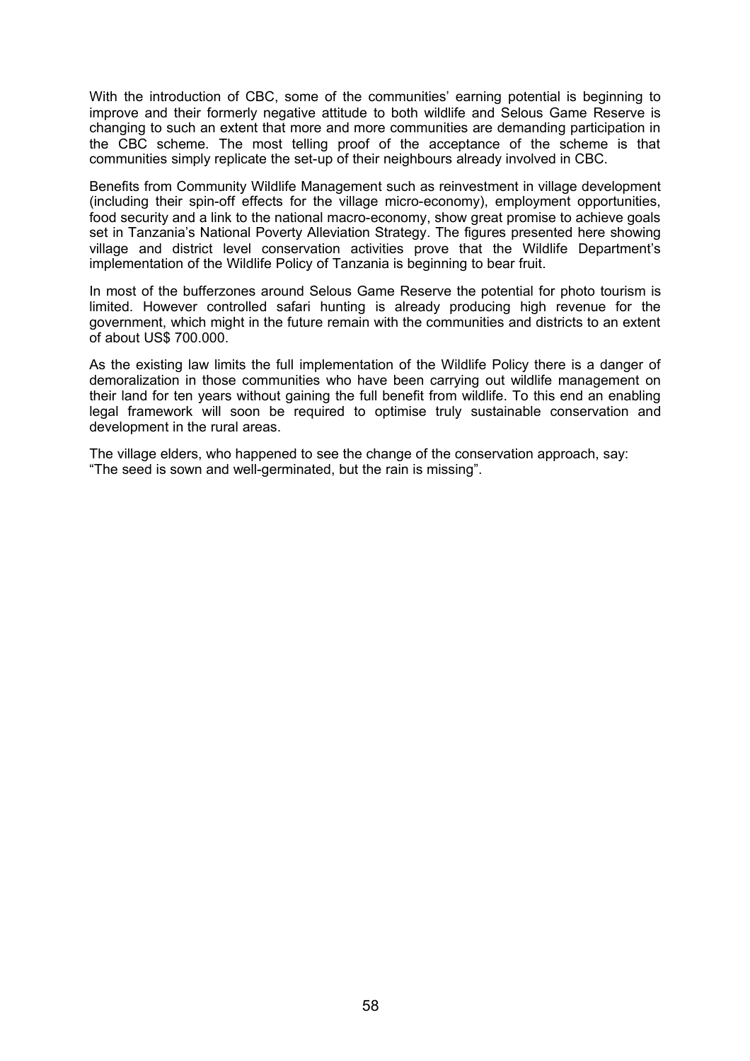With the introduction of CBC, some of the communities' earning potential is beginning to improve and their formerly negative attitude to both wildlife and Selous Game Reserve is changing to such an extent that more and more communities are demanding participation in the CBC scheme. The most telling proof of the acceptance of the scheme is that communities simply replicate the set-up of their neighbours already involved in CBC.

Benefits from Community Wildlife Management such as reinvestment in village development (including their spin-off effects for the village micro-economy), employment opportunities, food security and a link to the national macro-economy, show great promise to achieve goals set in Tanzania's National Poverty Alleviation Strategy. The figures presented here showing village and district level conservation activities prove that the Wildlife Department's implementation of the Wildlife Policy of Tanzania is beginning to bear fruit.

In most of the bufferzones around Selous Game Reserve the potential for photo tourism is limited. However controlled safari hunting is already producing high revenue for the government, which might in the future remain with the communities and districts to an extent of about US$ 700.000.

As the existing law limits the full implementation of the Wildlife Policy there is a danger of demoralization in those communities who have been carrying out wildlife management on their land for ten years without gaining the full benefit from wildlife. To this end an enabling legal framework will soon be required to optimise truly sustainable conservation and development in the rural areas.

The village elders, who happened to see the change of the conservation approach, say:
"The seed is sown and well-germinated, but the rain is missing".